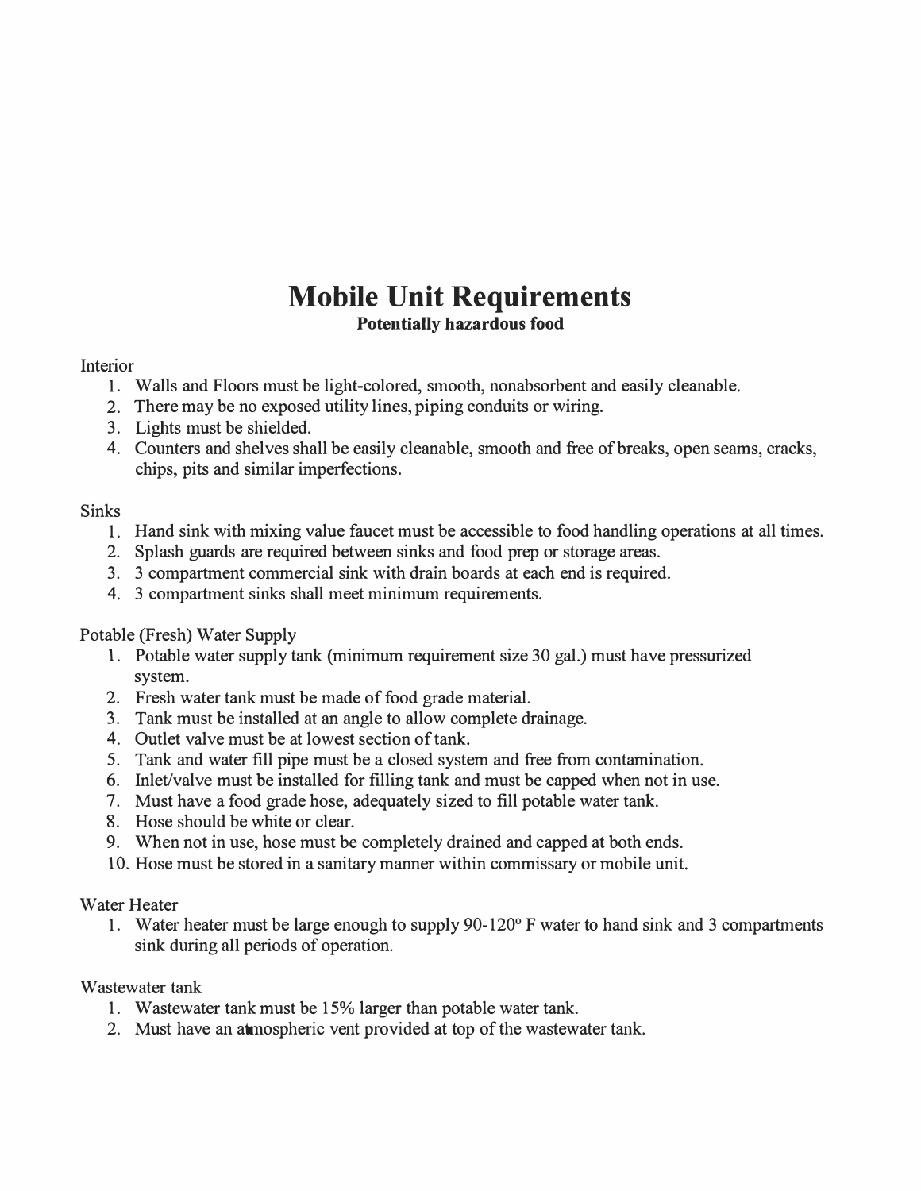# Mobile Unit Requirements

**Potentially hazardous food**

Interior

1. Walls and Floors must be light-colored, smooth, nonabsorbent and easily cleanable.
2. There may be no exposed utility lines, piping conduits or wiring.
3. Lights must be shielded.
4. Counters and shelves shall be easily cleanable, smooth and free of breaks, open seams, cracks, chips, pits and similar imperfections.

Sinks

1. Hand sink with mixing value faucet must be accessible to food handling operations at all times.
2. Splash guards are required between sinks and food prep or storage areas.
3. 3 compartment commercial sink with drain boards at each end is required.
4. 3 compartment sinks shall meet minimum requirements.

Potable (Fresh) Water Supply

1. Potable water supply tank (minimum requirement size 30 gal.) must have pressurized system.
2. Fresh water tank must be made of food grade material.
3. Tank must be installed at an angle to allow complete drainage.
4. Outlet valve must be at lowest section of tank.
5. Tank and water fill pipe must be a closed system and free from contamination.
6. Inlet/valve must be installed for filling tank and must be capped when not in use.
7. Must have a food grade hose, adequately sized to fill potable water tank.
8. Hose should be white or clear.
9. When not in use, hose must be completely drained and capped at both ends.
10. Hose must be stored in a sanitary manner within commissary or mobile unit.

Water Heater

1. Water heater must be large enough to supply 90-120º F water to hand sink and 3 compartments sink during all periods of operation.

Wastewater tank

1. Wastewater tank must be 15% larger than potable water tank.
2. Must have an atmospheric vent provided at top of the wastewater tank.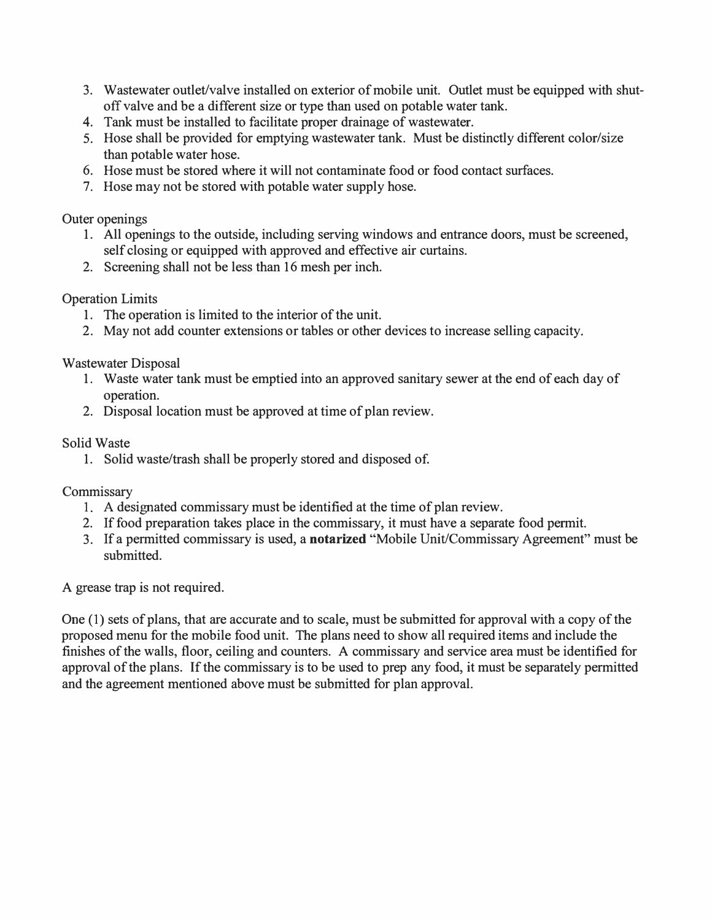3. Wastewater outlet/valve installed on exterior of mobile unit. Outlet must be equipped with shut-off valve and be a different size or type than used on potable water tank.
4. Tank must be installed to facilitate proper drainage of wastewater.
5. Hose shall be provided for emptying wastewater tank. Must be distinctly different color/size than potable water hose.
6. Hose must be stored where it will not contaminate food or food contact surfaces.
7. Hose may not be stored with potable water supply hose.

Outer openings

1. All openings to the outside, including serving windows and entrance doors, must be screened, self closing or equipped with approved and effective air curtains.
2. Screening shall not be less than 16 mesh per inch.

Operation Limits

1. The operation is limited to the interior of the unit.
2. May not add counter extensions or tables or other devices to increase selling capacity.

Wastewater Disposal

1. Waste water tank must be emptied into an approved sanitary sewer at the end of each day of operation.
2. Disposal location must be approved at time of plan review.

Solid Waste

1. Solid waste/trash shall be properly stored and disposed of.

Commissary

1. A designated commissary must be identified at the time of plan review.
2. If food preparation takes place in the commissary, it must have a separate food permit.
3. If a permitted commissary is used, a **notarized** "Mobile Unit/Commissary Agreement" must be submitted.

A grease trap is not required.

One (1) sets of plans, that are accurate and to scale, must be submitted for approval with a copy of the proposed menu for the mobile food unit. The plans need to show all required items and include the finishes of the walls, floor, ceiling and counters. A commissary and service area must be identified for approval of the plans. If the commissary is to be used to prep any food, it must be separately permitted and the agreement mentioned above must be submitted for plan approval.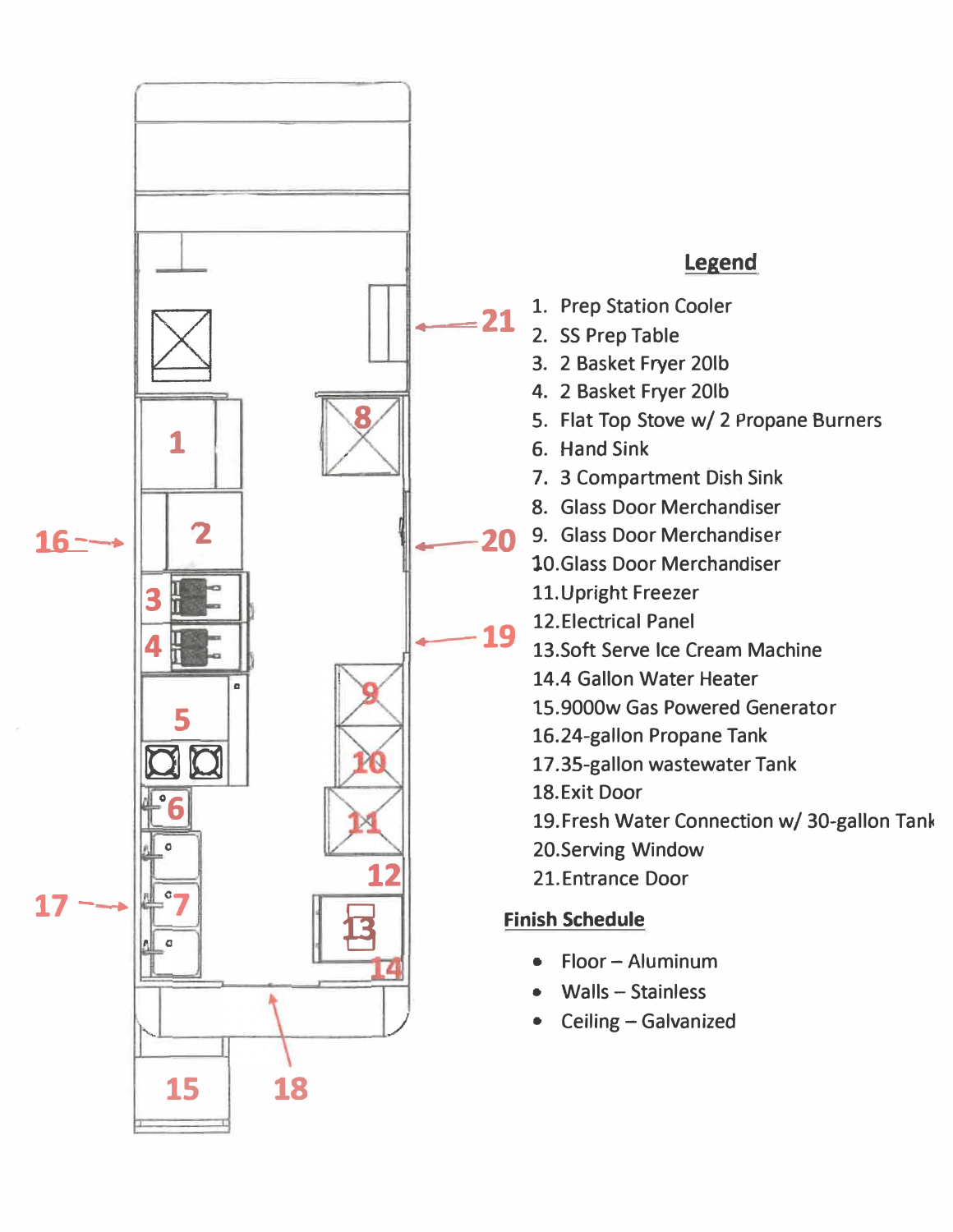## Legend

1. Prep Station Cooler
2. SS Prep Table
3. 2 Basket Fryer 20lb
4. 2 Basket Fryer 20lb
5. Flat Top Stove w/ 2 Propane Burners
6. Hand Sink
7. 3 Compartment Dish Sink
8. Glass Door Merchandiser
9. Glass Door Merchandiser
10. Glass Door Merchandiser
11. Upright Freezer
12. Electrical Panel
13. Soft Serve Ice Cream Machine
14. 4 Gallon Water Heater
15. 9000w Gas Powered Generator
16. 24-gallon Propane Tank
17. 35-gallon wastewater Tank
18. Exit Door
19. Fresh Water Connection w/ 30-gallon Tank
20. Serving Window
21. Entrance Door

## Finish Schedule

- Floor – Aluminum
- Walls – Stainless
- Ceiling – Galvanized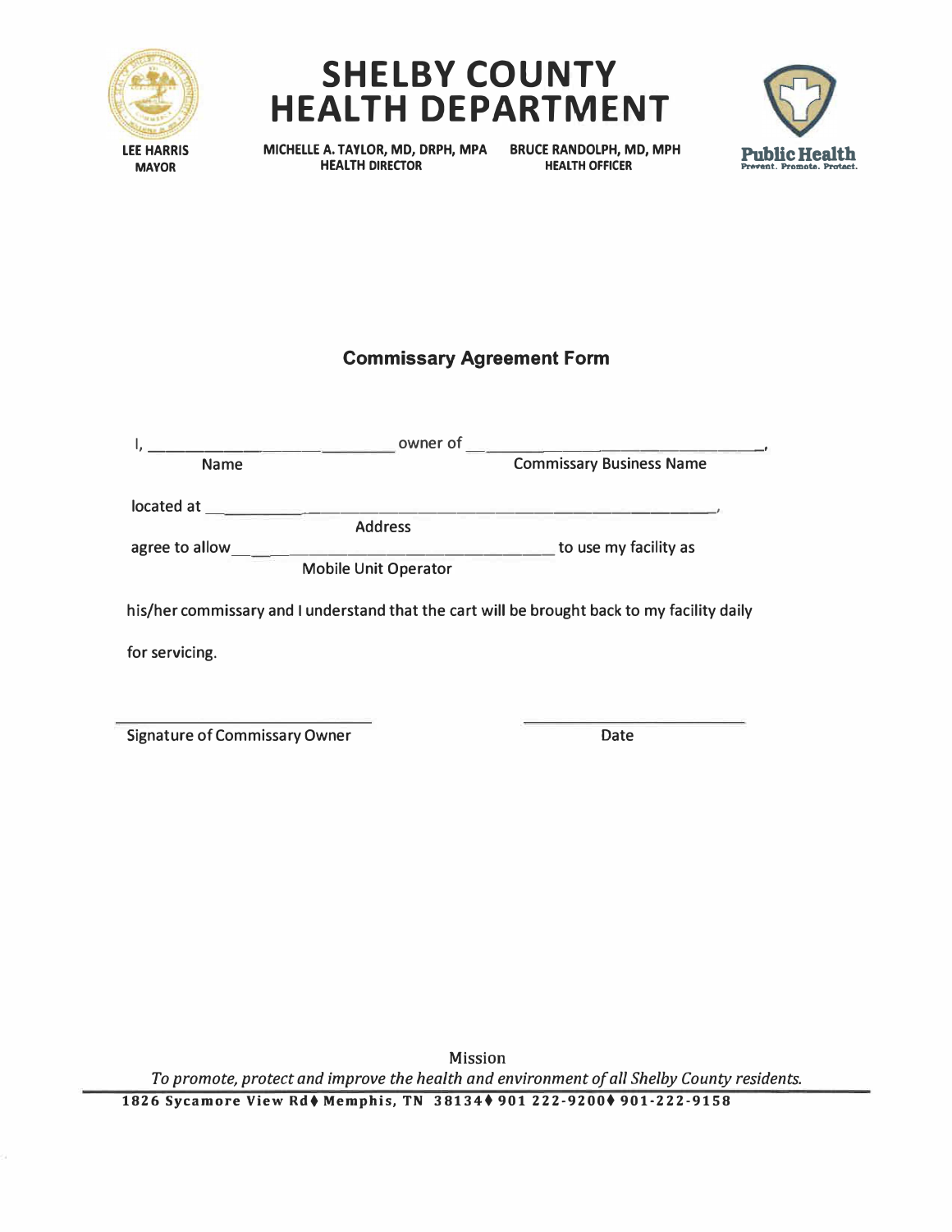# SHELBY COUNTY HEALTH DEPARTMENT

LEE HARRIS
MAYOR

MICHELLE A. TAYLOR, MD, DRPH, MPA
HEALTH DIRECTOR

BRUCE RANDOLPH, MD, MPH
HEALTH OFFICER

Public Health
Prevent. Promote. Protect.

## Commissary Agreement Form

I, ______________________________ owner of ______________________________,
Name                                                                 Commissary Business Name

located at ____________________________________________________________,
Address

agree to allow ______________________________ to use my facility as
Mobile Unit Operator

his/her commissary and I understand that the cart will be brought back to my facility daily for servicing.

______________________________ ______________________________
Signature of Commissary Owner                                                   Date

Mission
*To promote, protect and improve the health and environment of all Shelby County residents.*

**1826 Sycamore View Rd♦ Memphis, TN 38134♦ 901 222-9200♦ 901-222-9158**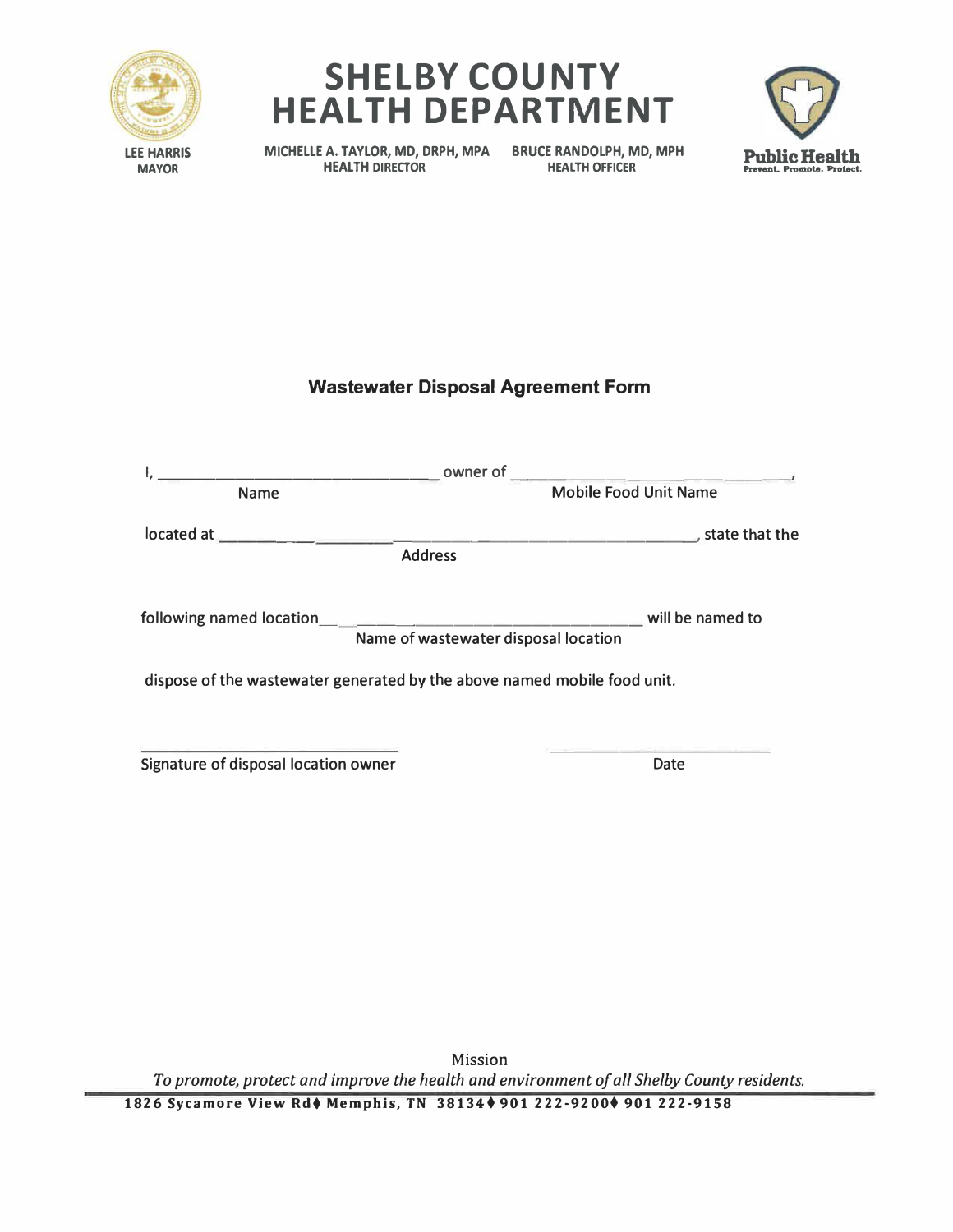# SHELBY COUNTY HEALTH DEPARTMENT

**LEE HARRIS**
**MAYOR**

**MICHELLE A. TAYLOR, MD, DRPH, MPA**
**HEALTH DIRECTOR**

**BRUCE RANDOLPH, MD, MPH**
**HEALTH OFFICER**

**Public Health**
**Prevent. Promote. Protect.**

## Wastewater Disposal Agreement Form

I, ______________________________ owner of ______________________________,
Name                                                    Mobile Food Unit Name

located at ______________________________________________, state that the
Address

following named location ______________________________ will be named to
Name of wastewater disposal location

dispose of the wastewater generated by the above named mobile food unit.

______________________________                    ______________________
Signature of disposal location owner                    Date

Mission

*To promote, protect and improve the health and environment of all Shelby County residents.*

**1826 Sycamore View Rd♦ Memphis, TN 38134♦ 901 222-9200♦ 901 222-9158**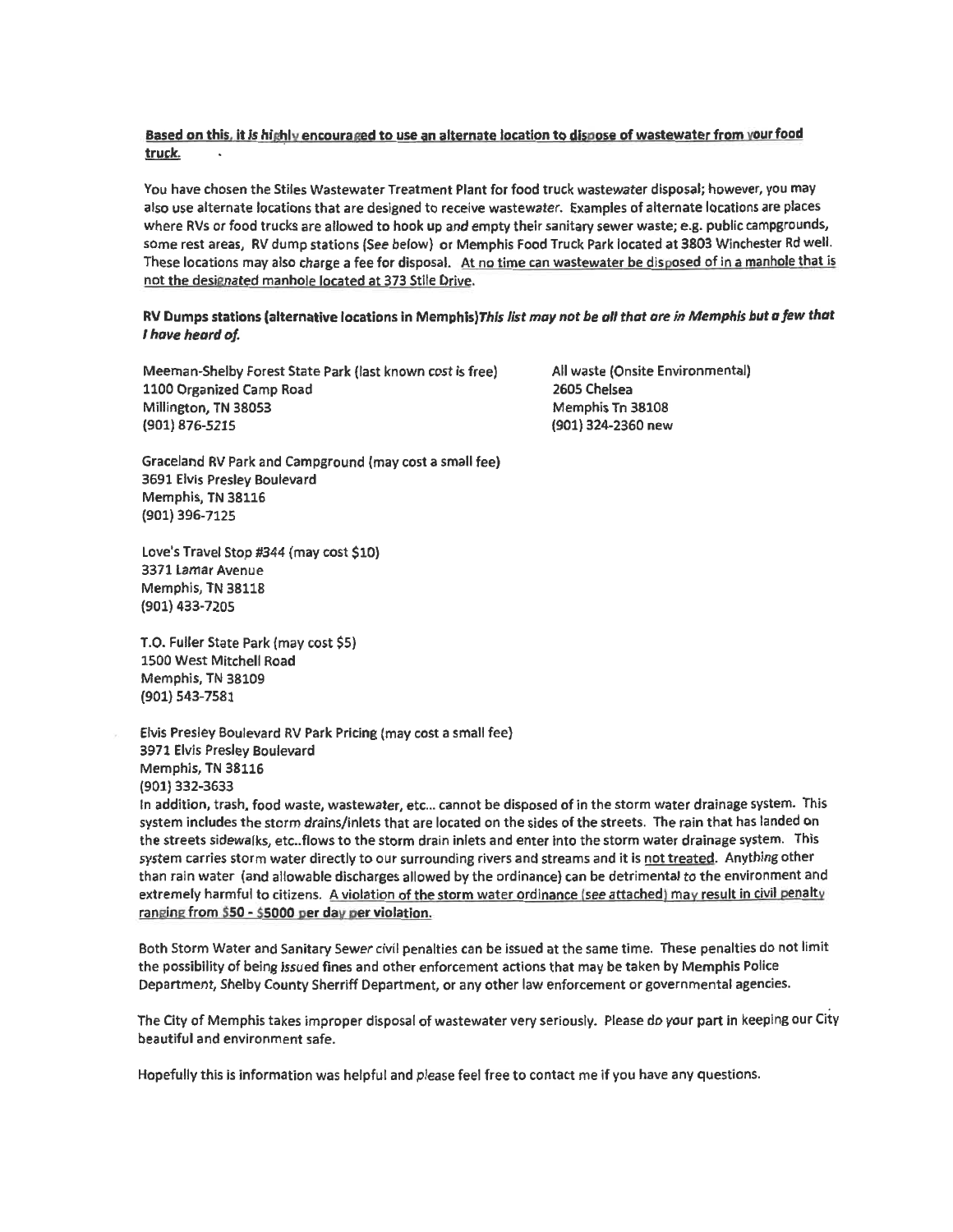**<u>Based on this, it is highly encouraged to use an alternate location to dispose of wastewater from your food truck.</u>**

You have chosen the Stiles Wastewater Treatment Plant for food truck wastewater disposal; however, you may also use alternate locations that are designed to receive wastewater. Examples of alternate locations are places where RVs or food trucks are allowed to hook up and empty their sanitary sewer waste; e.g. public campgrounds, some rest areas, RV dump stations (See below) or Memphis Food Truck Park located at 3803 Winchester Rd well. These locations may also charge a fee for disposal. <u>At no time can wastewater be disposed of in a manhole that is not the designated manhole located at 373 Stile Drive.</u>

**RV Dumps stations (alternative locations in Memphis)*This list may not be all that are in Memphis but a few that I have heard of.***

Meeman-Shelby Forest State Park (last known cost is free)
1100 Organized Camp Road
Millington, TN 38053
(901) 876-5215

All waste (Onsite Environmental)
2605 Chelsea
Memphis Tn 38108
(901) 324-2360 new

Graceland RV Park and Campground (may cost a small fee)
3691 Elvis Presley Boulevard
Memphis, TN 38116
(901) 396-7125

Love's Travel Stop #344 (may cost $10)
3371 Lamar Avenue
Memphis, TN 38118
(901) 433-7205

T.O. Fuller State Park (may cost $5)
1500 West Mitchell Road
Memphis, TN 38109
(901) 543-7581

Elvis Presley Boulevard RV Park Pricing (may cost a small fee)
3971 Elvis Presley Boulevard
Memphis, TN 38116
(901) 332-3633

In addition, trash, food waste, wastewater, etc... cannot be disposed of in the storm water drainage system. This system includes the storm drains/inlets that are located on the sides of the streets. The rain that has landed on the streets sidewalks, etc..flows to the storm drain inlets and enter into the storm water drainage system. This system carries storm water directly to our surrounding rivers and streams and it is <u>not treated</u>. Anything other than rain water (and allowable discharges allowed by the ordinance) can be detrimental to the environment and extremely harmful to citizens. <u>A violation of the storm water ordinance (see attached) may result in civil penalty ranging from $50 - $5000 per day per violation.</u>

Both Storm Water and Sanitary Sewer civil penalties can be issued at the same time. These penalties do not limit the possibility of being issued fines and other enforcement actions that may be taken by Memphis Police Department, Shelby County Sherriff Department, or any other law enforcement or governmental agencies.

The City of Memphis takes improper disposal of wastewater very seriously. Please do your part in keeping our City beautiful and environment safe.

Hopefully this is information was helpful and please feel free to contact me if you have any questions.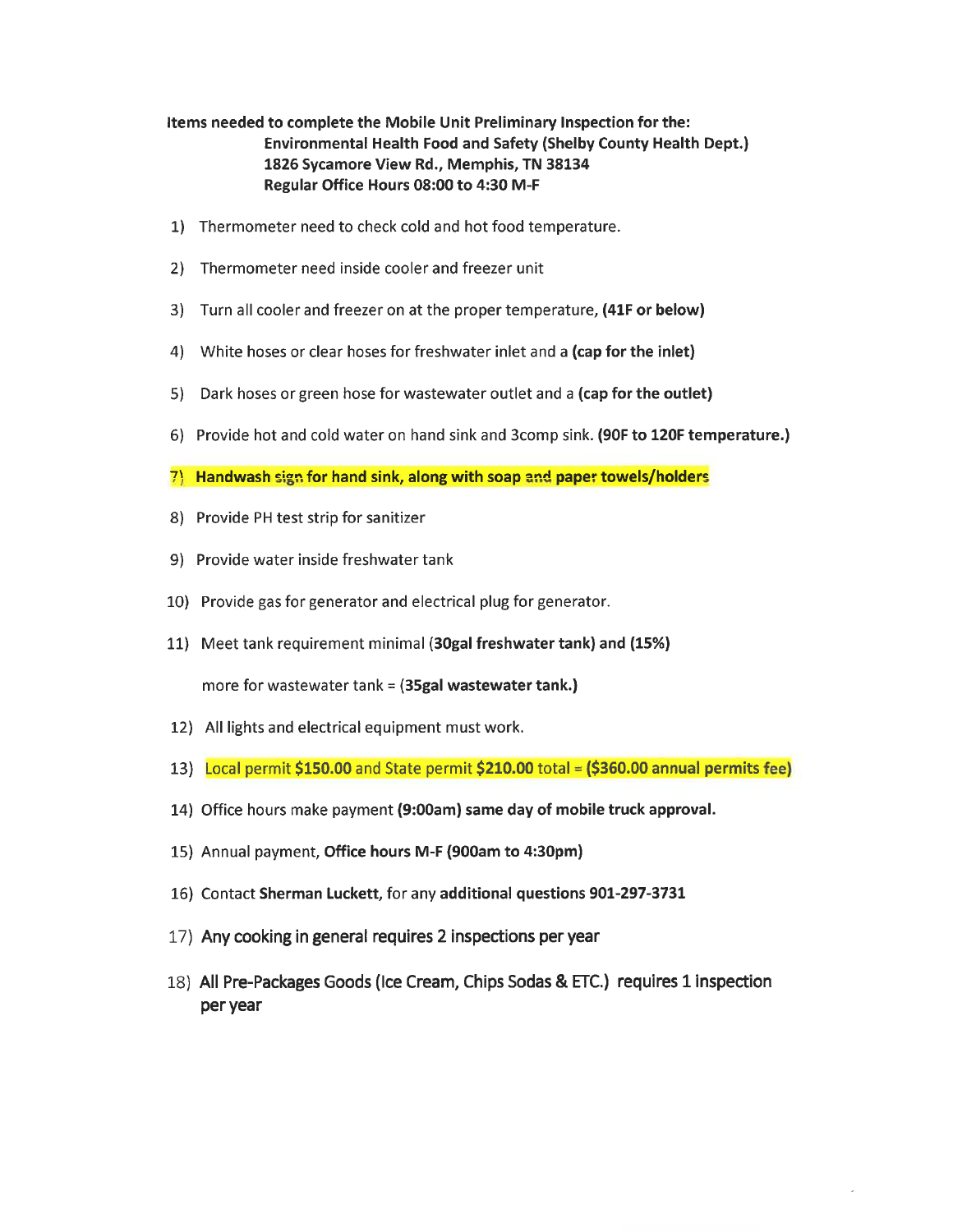**Items needed to complete the Mobile Unit Preliminary Inspection for the:**
**Environmental Health Food and Safety (Shelby County Health Dept.)**
**1826 Sycamore View Rd., Memphis, TN 38134**
**Regular Office Hours 08:00 to 4:30 M-F**

1) Thermometer need to check cold and hot food temperature.
2) Thermometer need inside cooler and freezer unit
3) Turn all cooler and freezer on at the proper temperature, **(41F or below)**
4) White hoses or clear hoses for freshwater inlet and a **(cap for the inlet)**
5) Dark hoses or green hose for wastewater outlet and a **(cap for the outlet)**
6) Provide hot and cold water on hand sink and 3comp sink. **(90F to 120F temperature.)**
7) **Handwash sign for hand sink, along with soap and paper towels/holders**
8) Provide PH test strip for sanitizer
9) Provide water inside freshwater tank
10) Provide gas for generator and electrical plug for generator.
11) Meet tank requirement minimal (**30gal freshwater tank**) and **(15%)**

    more for wastewater tank = (**35gal wastewater tank.)**
12) All lights and electrical equipment must work.
13) Local permit **$150.00** and State permit **$210.00** total = **($360.00 annual permits fee)**
14) Office hours make payment **(9:00am) same day of mobile truck approval.**
15) Annual payment, **Office hours M-F (900am to 4:30pm)**
16) Contact **Sherman Luckett**, for any **additional questions 901-297-3731**
17) Any cooking in general requires 2 inspections per year
18) All Pre-Packages Goods (Ice Cream, Chips Sodas & ETC.) requires 1 inspection per year